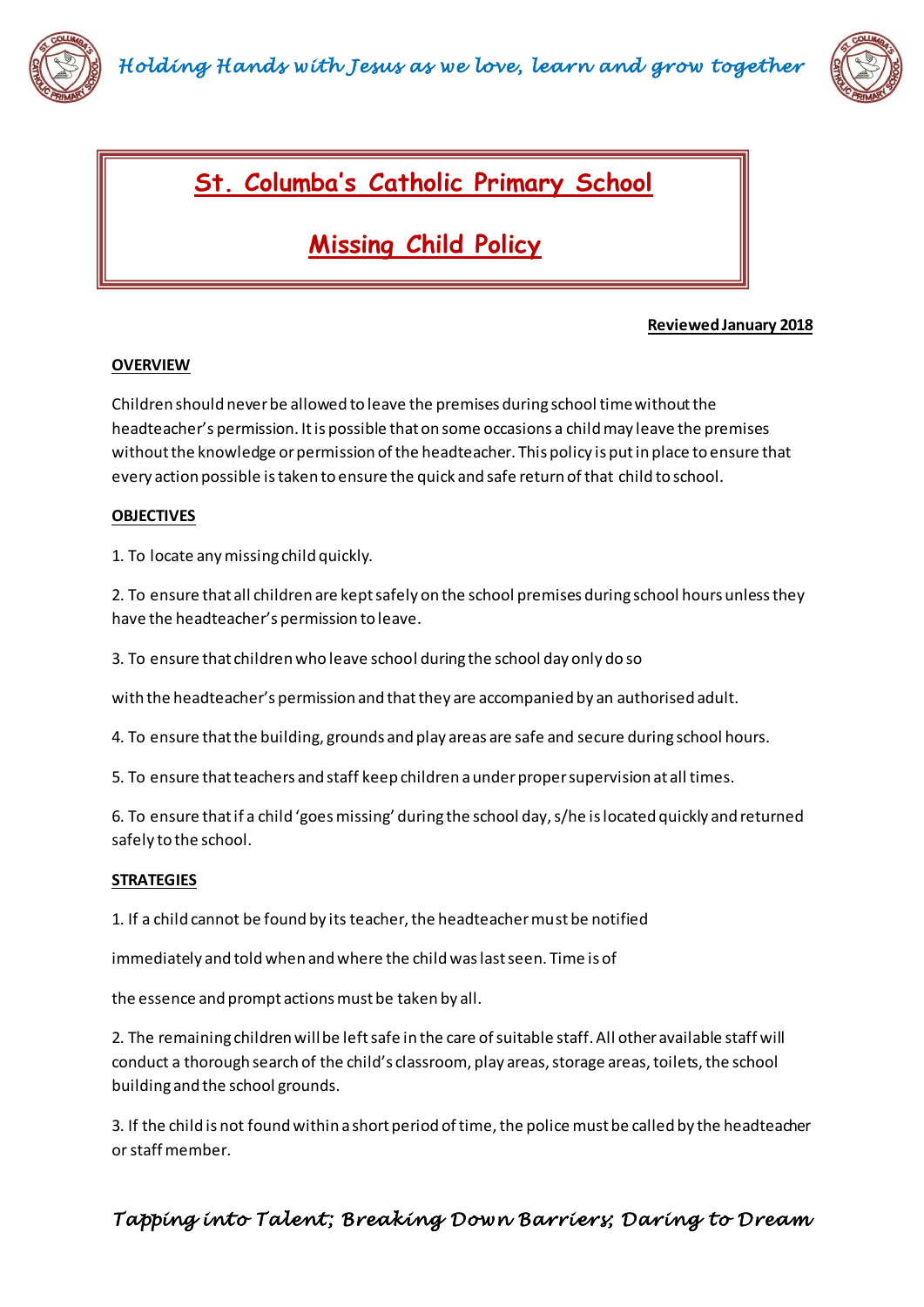# St. Columba's Catholic Primary School

# Missing Child Policy

**Reviewed January 2018**

## OVERVIEW

Children should never be allowed to leave the premises during school time without the headteacher's permission. It is possible that on some occasions a child may leave the premises without the knowledge or permission of the headteacher. This policy is put in place to ensure that every action possible is taken to ensure the quick and safe return of that child to school.

## OBJECTIVES

1. To locate any missing child quickly.

2. To ensure that all children are kept safely on the school premises during school hours unless they have the headteacher's permission to leave.

3. To ensure that children who leave school during the school day only do so with the headteacher's permission and that they are accompanied by an authorised adult.

4. To ensure that the building, grounds and play areas are safe and secure during school hours.

5. To ensure that teachers and staff keep children a under proper supervision at all times.

6. To ensure that if a child 'goes missing' during the school day, s/he is located quickly and returned safely to the school.

## STRATEGIES

1. If a child cannot be found by its teacher, the headteacher must be notified immediately and told when and where the child was last seen. Time is of the essence and prompt actions must be taken by all.

2. The remaining children will be left safe in the care of suitable staff. All other available staff will conduct a thorough search of the child's classroom, play areas, storage areas, toilets, the school building and the school grounds.

3. If the child is not found within a short period of time, the police must be called by the headteacher or staff member.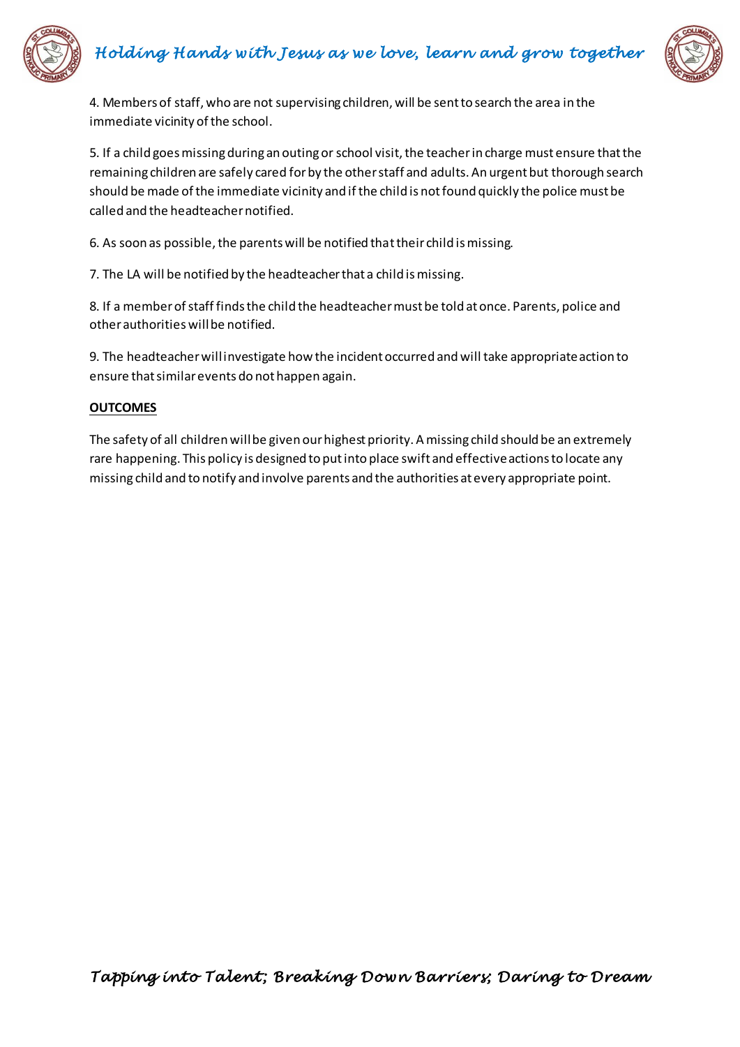4. Members of staff, who are not supervising children, will be sent to search the area in the immediate vicinity of the school.

5. If a child goes missing during an outing or school visit, the teacher in charge must ensure that the remaining children are safely cared for by the other staff and adults. An urgent but thorough search should be made of the immediate vicinity and if the child is not found quickly the police must be called and the headteacher notified.

6. As soon as possible, the parents will be notified that their child is missing.

7. The LA will be notified by the headteacher that a child is missing.

8. If a member of staff finds the child the headteacher must be told at once. Parents, police and other authorities will be notified.

9. The headteacher will investigate how the incident occurred and will take appropriate action to ensure that similar events do not happen again.

**OUTCOMES**

The safety of all children will be given our highest priority. A missing child should be an extremely rare happening. This policy is designed to put into place swift and effective actions to locate any missing child and to notify and involve parents and the authorities at every appropriate point.